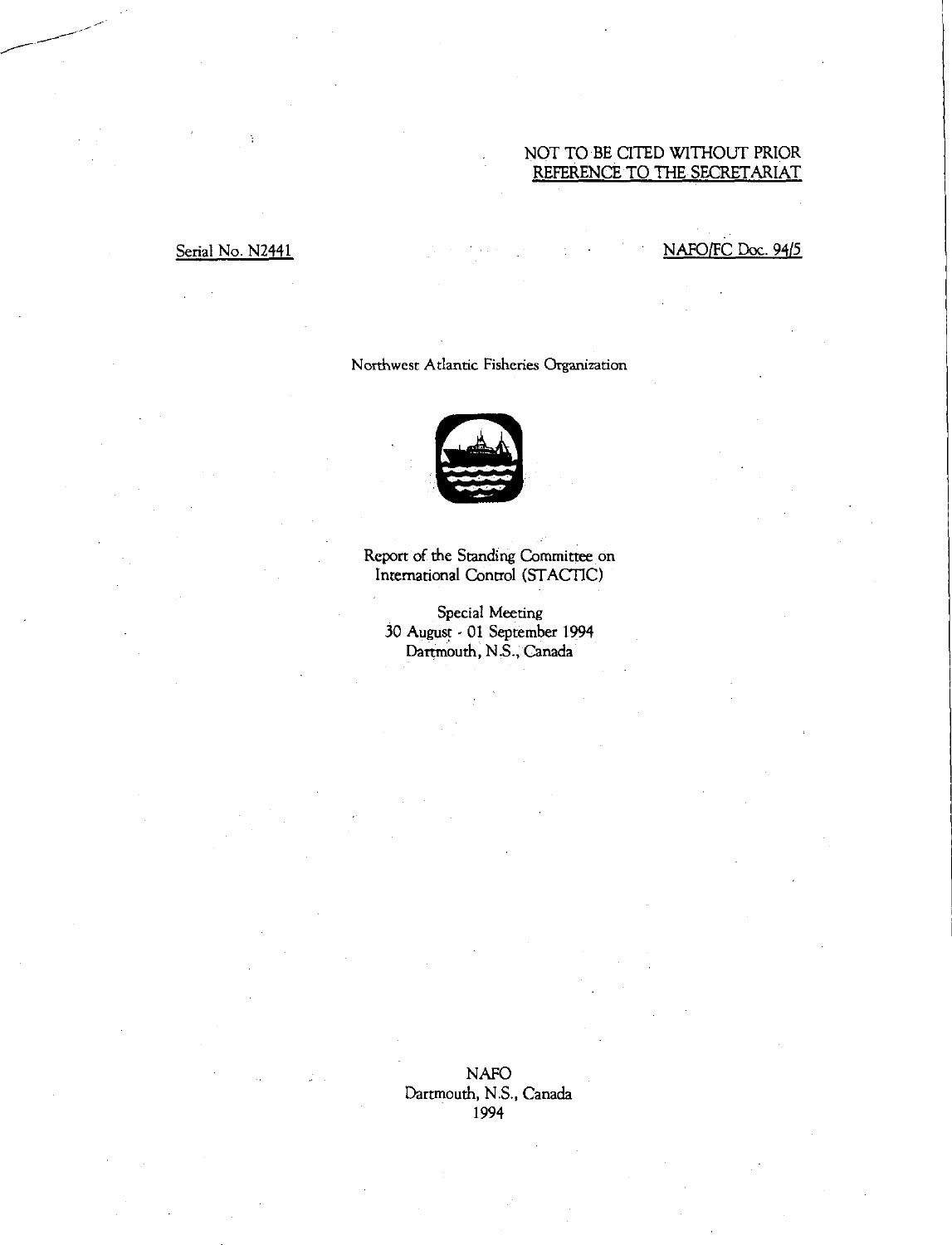NOT TO BE CITED WITHOUT PRIOR REFERENCE TO THE SECRETARIAT

Serial No. N2441

NAFO/FC Doc. 94/5

Northwest Atlantic Fisheries Organization

# Report of the Standing Committee on International Control (STACTIC)

Special Meeting
30 August - 01 September 1994
Dartmouth, N.S., Canada

NAFO
Dartmouth, N.S., Canada
1994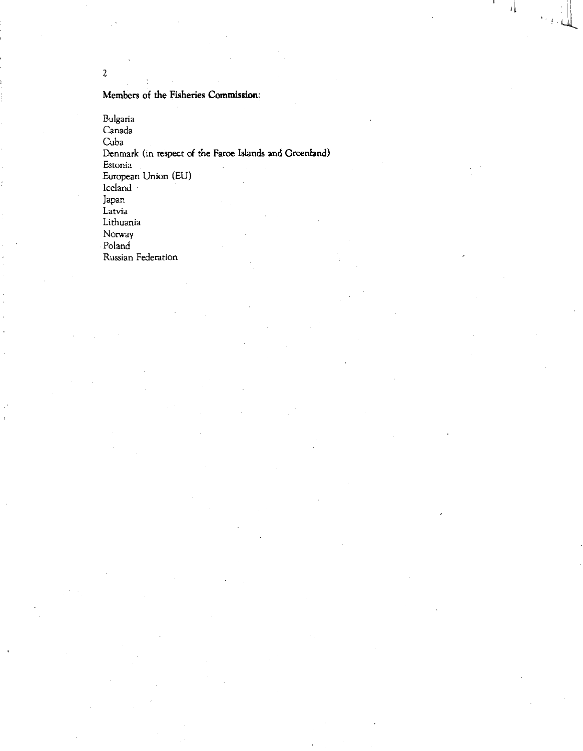**Members of the Fisheries Commission:**

Bulgaria
Canada
Cuba
Denmark (in respect of the Faroe Islands and Greenland)
Estonia
European Union (EU)
Iceland
Japan
Latvia
Lithuania
Norway
Poland
Russian Federation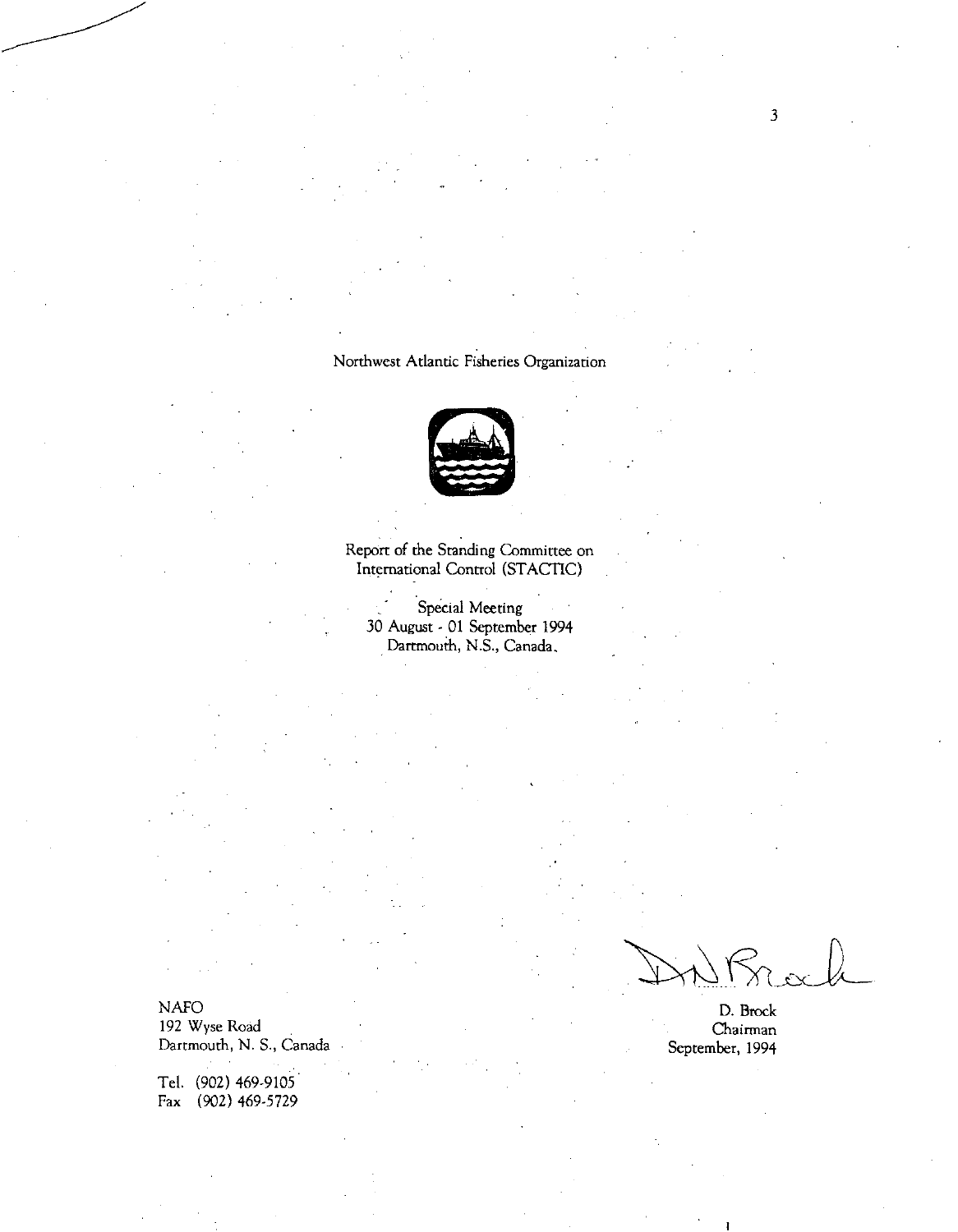Northwest Atlantic Fisheries Organization

# Report of the Standing Committee on International Control (STACTIC)

Special Meeting
30 August - 01 September 1994
Dartmouth, N.S., Canada.

D. Brock
Chairman
September, 1994

NAFO
192 Wyse Road
Dartmouth, N. S., Canada

Tel. (902) 469-9105
Fax (902) 469-5729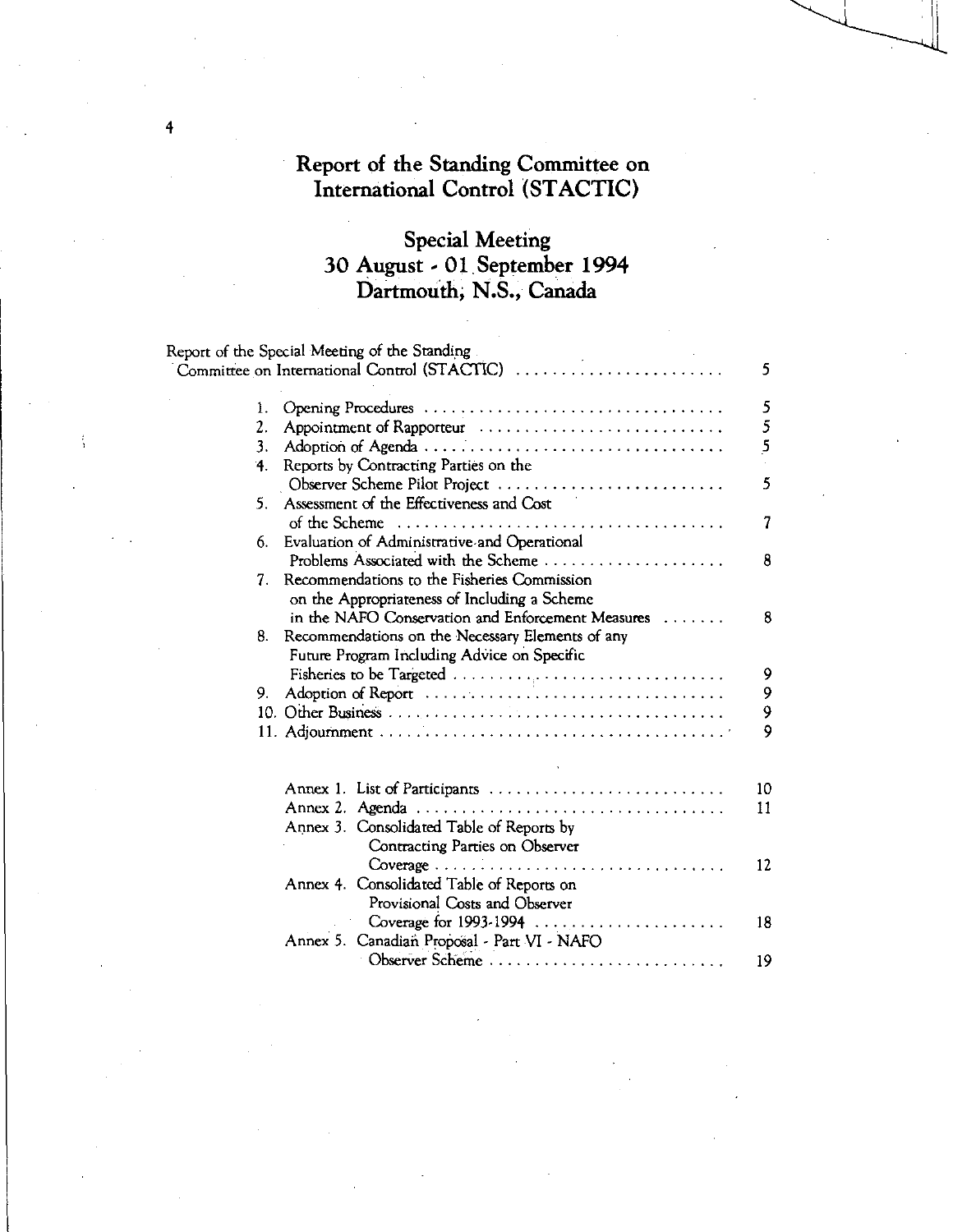# Report of the Standing Committee on International Control (STACTIC)

## Special Meeting
## 30 August - 01 September 1994
## Dartmouth, N.S., Canada

| | |
|---|---|
| Report of the Special Meeting of the Standing Committee on International Control (STACTIC) | 5 |
| 1. Opening Procedures | 5 |
| 2. Appointment of Rapporteur | 5 |
| 3. Adoption of Agenda | 5 |
| 4. Reports by Contracting Parties on the Observer Scheme Pilot Project | 5 |
| 5. Assessment of the Effectiveness and Cost of the Scheme | 7 |
| 6. Evaluation of Administrative and Operational Problems Associated with the Scheme | 8 |
| 7. Recommendations to the Fisheries Commission on the Appropriateness of Including a Scheme in the NAFO Conservation and Enforcement Measures | 8 |
| 8. Recommendations on the Necessary Elements of any Future Program Including Advice on Specific Fisheries to be Targeted | 9 |
| 9. Adoption of Report | 9 |
| 10. Other Business | 9 |
| 11. Adjournment | 9 |
| Annex 1. List of Participants | 10 |
| Annex 2. Agenda | 11 |
| Annex 3. Consolidated Table of Reports by Contracting Parties on Observer Coverage | 12 |
| Annex 4. Consolidated Table of Reports on Provisional Costs and Observer Coverage for 1993-1994 | 18 |
| Annex 5. Canadian Proposal - Part VI - NAFO Observer Scheme | 19 |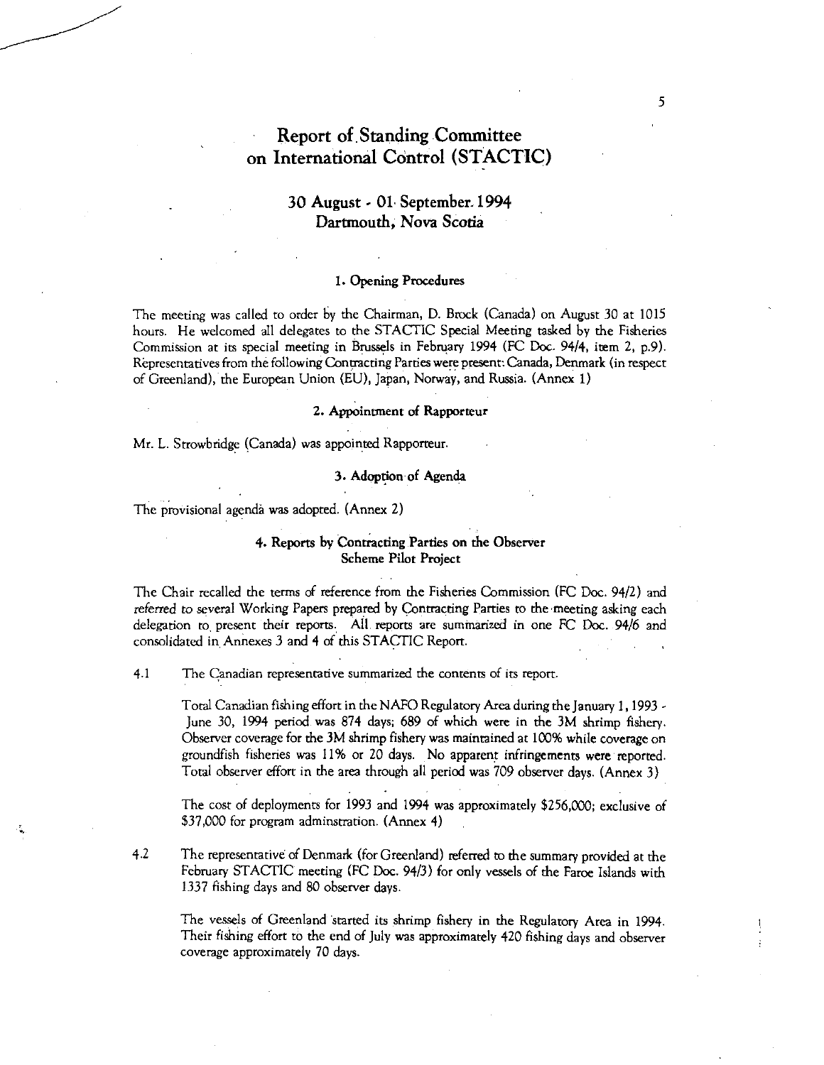# Report of Standing Committee on International Control (STACTIC)

## 30 August - 01 September 1994
## Dartmouth, Nova Scotia

### 1. Opening Procedures

The meeting was called to order by the Chairman, D. Brock (Canada) on August 30 at 1015 hours. He welcomed all delegates to the STACTIC Special Meeting tasked by the Fisheries Commission at its special meeting in Brussels in February 1994 (FC Doc. 94/4, item 2, p.9). Representatives from the following Contracting Parties were present: Canada, Denmark (in respect of Greenland), the European Union (EU), Japan, Norway, and Russia. (Annex 1)

### 2. Appointment of Rapporteur

Mr. L. Strowbridge (Canada) was appointed Rapporteur.

### 3. Adoption of Agenda

The provisional agenda was adopted. (Annex 2)

### 4. Reports by Contracting Parties on the Observer Scheme Pilot Project

The Chair recalled the terms of reference from the Fisheries Commission (FC Doc. 94/2) and referred to several Working Papers prepared by Contracting Parties to the meeting asking each delegation to present their reports. All reports are summarized in one FC Doc. 94/6 and consolidated in Annexes 3 and 4 of this STACTIC Report.

4.1 The Canadian representative summarized the contents of its report.

Total Canadian fishing effort in the NAFO Regulatory Area during the January 1, 1993 - June 30, 1994 period was 874 days; 689 of which were in the 3M shrimp fishery. Observer coverage for the 3M shrimp fishery was maintained at 100% while coverage on groundfish fisheries was 11% or 20 days. No apparent infringements were reported. Total observer effort in the area through all period was 709 observer days. (Annex 3)

The cost of deployments for 1993 and 1994 was approximately $256,000; exclusive of $37,000 for program adminstration. (Annex 4)

4.2 The representative of Denmark (for Greenland) referred to the summary provided at the February STACTIC meeting (FC Doc. 94/3) for only vessels of the Faroe Islands with 1337 fishing days and 80 observer days.

The vessels of Greenland started its shrimp fishery in the Regulatory Area in 1994. Their fishing effort to the end of July was approximately 420 fishing days and observer coverage approximately 70 days.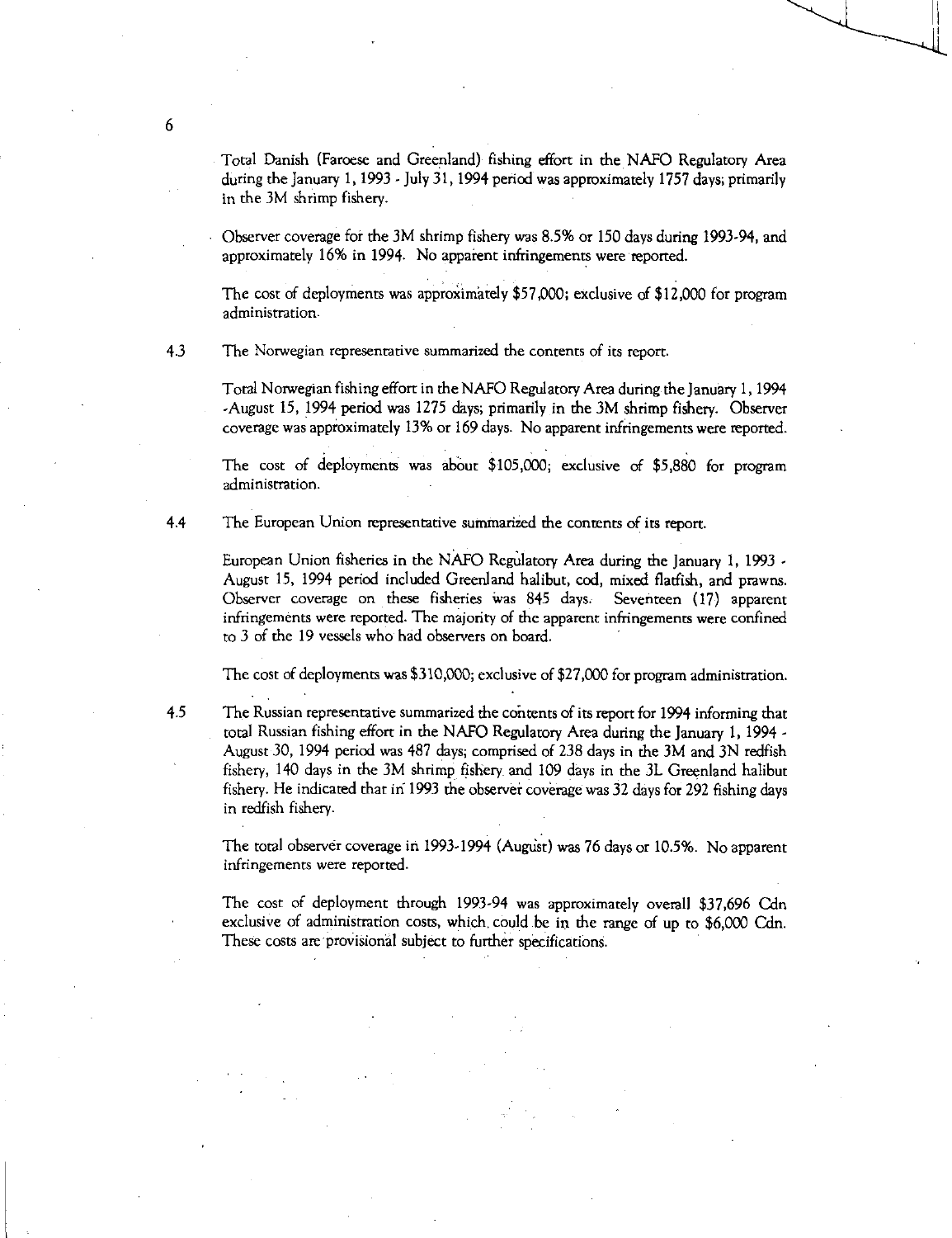Total Danish (Faroese and Greenland) fishing effort in the NAFO Regulatory Area during the January 1, 1993 - July 31, 1994 period was approximately 1757 days; primarily in the 3M shrimp fishery.

Observer coverage for the 3M shrimp fishery was 8.5% or 150 days during 1993-94, and approximately 16% in 1994. No apparent infringements were reported.

The cost of deployments was approximately $57,000; exclusive of $12,000 for program administration.

4.3 The Norwegian representative summarized the contents of its report.

Total Norwegian fishing effort in the NAFO Regulatory Area during the January 1, 1994 -August 15, 1994 period was 1275 days; primarily in the 3M shrimp fishery. Observer coverage was approximately 13% or 169 days. No apparent infringements were reported.

The cost of deployments was about $105,000; exclusive of $5,880 for program administration.

4.4 The European Union representative summarized the contents of its report.

European Union fisheries in the NAFO Regulatory Area during the January 1, 1993 - August 15, 1994 period included Greenland halibut, cod, mixed flatfish, and prawns. Observer coverage on these fisheries was 845 days. Seventeen (17) apparent infringements were reported. The majority of the apparent infringements were confined to 3 of the 19 vessels who had observers on board.

The cost of deployments was $310,000; exclusive of $27,000 for program administration.

4.5 The Russian representative summarized the contents of its report for 1994 informing that total Russian fishing effort in the NAFO Regulatory Area during the January 1, 1994 - August 30, 1994 period was 487 days; comprised of 238 days in the 3M and 3N redfish fishery, 140 days in the 3M shrimp fishery and 109 days in the 3L Greenland halibut fishery. He indicated that in 1993 the observer coverage was 32 days for 292 fishing days in redfish fishery.

The total observer coverage in 1993-1994 (August) was 76 days or 10.5%. No apparent infringements were reported.

The cost of deployment through 1993-94 was approximately overall $37,696 Cdn exclusive of administration costs, which could be in the range of up to $6,000 Cdn. These costs are provisional subject to further specifications.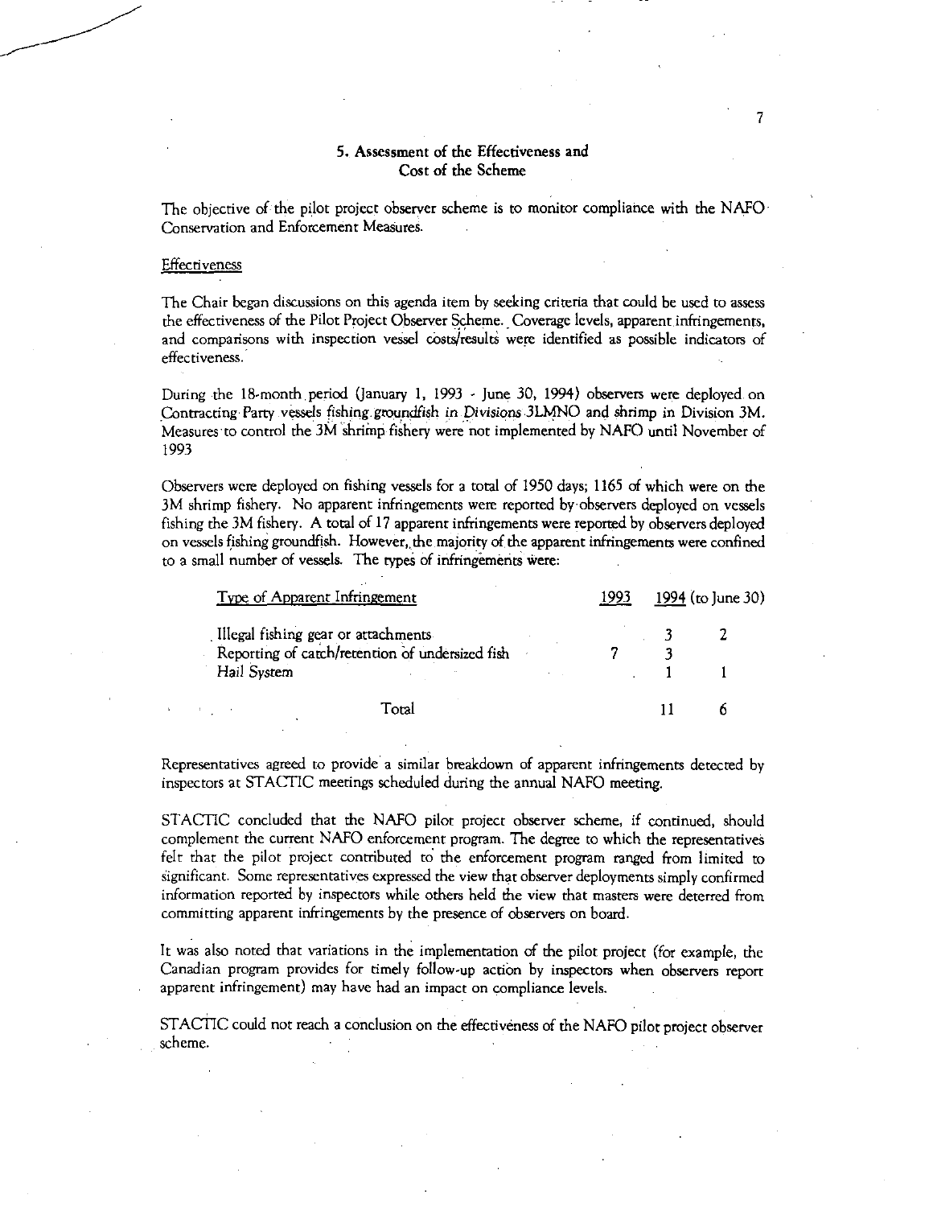## 5. Assessment of the Effectiveness and Cost of the Scheme

The objective of the pilot project observer scheme is to monitor compliance with the NAFO Conservation and Enforcement Measures.

Effectiveness

The Chair began discussions on this agenda item by seeking criteria that could be used to assess the effectiveness of the Pilot Project Observer Scheme. Coverage levels, apparent infringements, and comparisons with inspection vessel costs/results were identified as possible indicators of effectiveness.

During the 18-month period (January 1, 1993 - June 30, 1994) observers were deployed on Contracting Party vessels fishing groundfish in Divisions 3LMNO and shrimp in Division 3M. Measures to control the 3M shrimp fishery were not implemented by NAFO until November of 1993

Observers were deployed on fishing vessels for a total of 1950 days; 1165 of which were on the 3M shrimp fishery. No apparent infringements were reported by observers deployed on vessels fishing the 3M fishery. A total of 17 apparent infringements were reported by observers deployed on vessels fishing groundfish. However, the majority of the apparent infringements were confined to a small number of vessels. The types of infringements were:

| Type of Apparent Infringement | 1993 | 1994 (to June 30) |
|---|---|---|
| Illegal fishing gear or attachments | 3 | 2 |
| Reporting of catch/retention of undersized fish | 7 | 3 |
| Hail System | 1 | 1 |
| Total | 11 | 6 |

Representatives agreed to provide a similar breakdown of apparent infringements detected by inspectors at STACTIC meetings scheduled during the annual NAFO meeting.

STACTIC concluded that the NAFO pilot project observer scheme, if continued, should complement the current NAFO enforcement program. The degree to which the representatives felt that the pilot project contributed to the enforcement program ranged from limited to significant. Some representatives expressed the view that observer deployments simply confirmed information reported by inspectors while others held the view that masters were deterred from committing apparent infringements by the presence of observers on board.

It was also noted that variations in the implementation of the pilot project (for example, the Canadian program provides for timely follow-up action by inspectors when observers report apparent infringement) may have had an impact on compliance levels.

STACTIC could not reach a conclusion on the effectiveness of the NAFO pilot project observer scheme.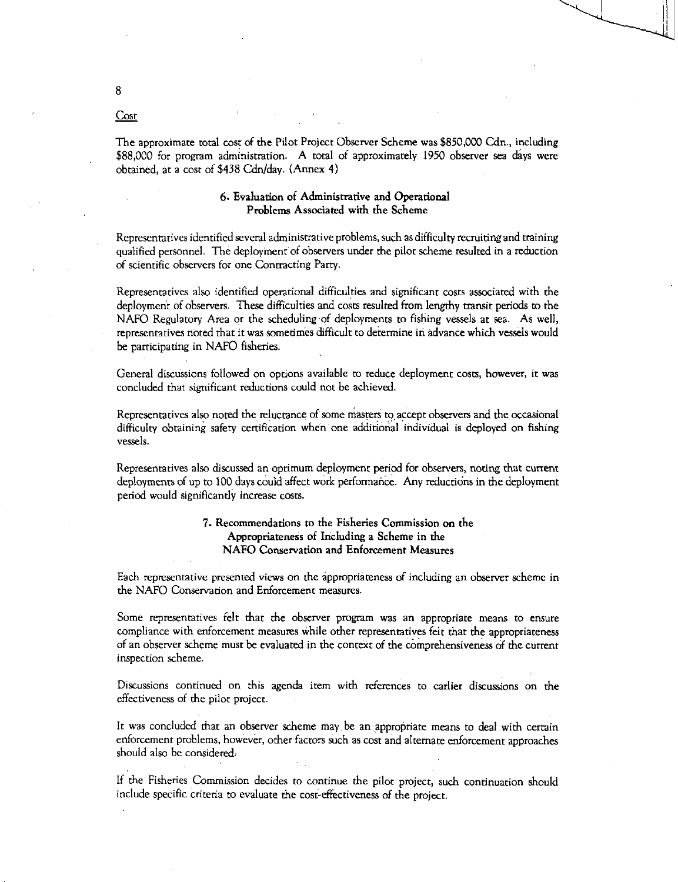Cost

The approximate total cost of the Pilot Project Observer Scheme was $850,000 Cdn., including $88,000 for program administration. A total of approximately 1950 observer sea days were obtained, at a cost of $438 Cdn/day. (Annex 4)

## 6. Evaluation of Administrative and Operational Problems Associated with the Scheme

Representatives identified several administrative problems, such as difficulty recruiting and training qualified personnel. The deployment of observers under the pilot scheme resulted in a reduction of scientific observers for one Contracting Party.

Representatives also identified operational difficulties and significant costs associated with the deployment of observers. These difficulties and costs resulted from lengthy transit periods to the NAFO Regulatory Area or the scheduling of deployments to fishing vessels at sea. As well, representatives noted that it was sometimes difficult to determine in advance which vessels would be participating in NAFO fisheries.

General discussions followed on options available to reduce deployment costs, however, it was concluded that significant reductions could not be achieved.

Representatives also noted the reluctance of some masters to accept observers and the occasional difficulty obtaining safety certification when one additional individual is deployed on fishing vessels.

Representatives also discussed an optimum deployment period for observers, noting that current deployments of up to 100 days could affect work performance. Any reductions in the deployment period would significantly increase costs.

## 7. Recommendations to the Fisheries Commission on the Appropriateness of Including a Scheme in the NAFO Conservation and Enforcement Measures

Each representative presented views on the appropriateness of including an observer scheme in the NAFO Conservation and Enforcement measures.

Some representatives felt that the observer program was an appropriate means to ensure compliance with enforcement measures while other representatives felt that the appropriateness of an observer scheme must be evaluated in the context of the comprehensiveness of the current inspection scheme.

Discussions continued on this agenda item with references to earlier discussions on the effectiveness of the pilot project.

It was concluded that an observer scheme may be an appropriate means to deal with certain enforcement problems, however, other factors such as cost and alternate enforcement approaches should also be considered.

If the Fisheries Commission decides to continue the pilot project, such continuation should include specific criteria to evaluate the cost-effectiveness of the project.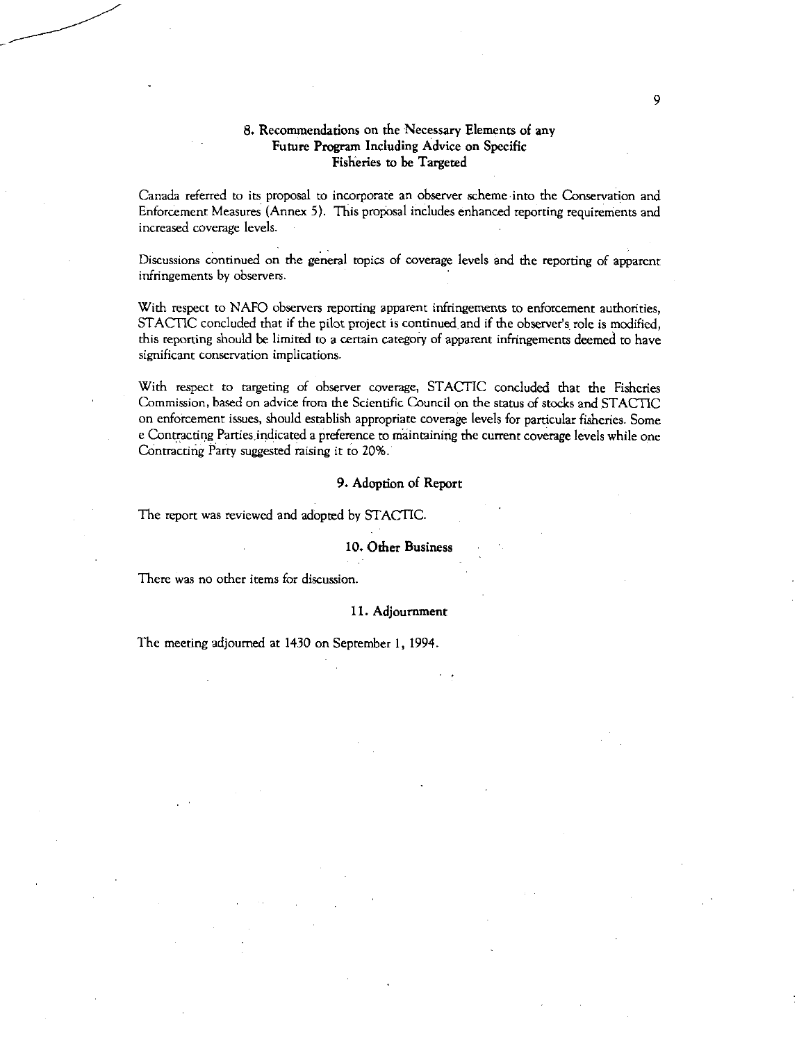## 8. Recommendations on the Necessary Elements of any Future Program Including Advice on Specific Fisheries to be Targeted

Canada referred to its proposal to incorporate an observer scheme into the Conservation and Enforcement Measures (Annex 5). This proposal includes enhanced reporting requirements and increased coverage levels.

Discussions continued on the general topics of coverage levels and the reporting of apparent infringements by observers.

With respect to NAFO observers reporting apparent infringements to enforcement authorities, STACTIC concluded that if the pilot project is continued and if the observer's role is modified, this reporting should be limited to a certain category of apparent infringements deemed to have significant conservation implications.

With respect to targeting of observer coverage, STACTIC concluded that the Fisheries Commission, based on advice from the Scientific Council on the status of stocks and STACTIC on enforcement issues, should establish appropriate coverage levels for particular fisheries. Some e Contracting Parties indicated a preference to maintaining the current coverage levels while one Contracting Party suggested raising it to 20%.

## 9. Adoption of Report

The report was reviewed and adopted by STACTIC.

## 10. Other Business

There was no other items for discussion.

## 11. Adjournment

The meeting adjourned at 1430 on September 1, 1994.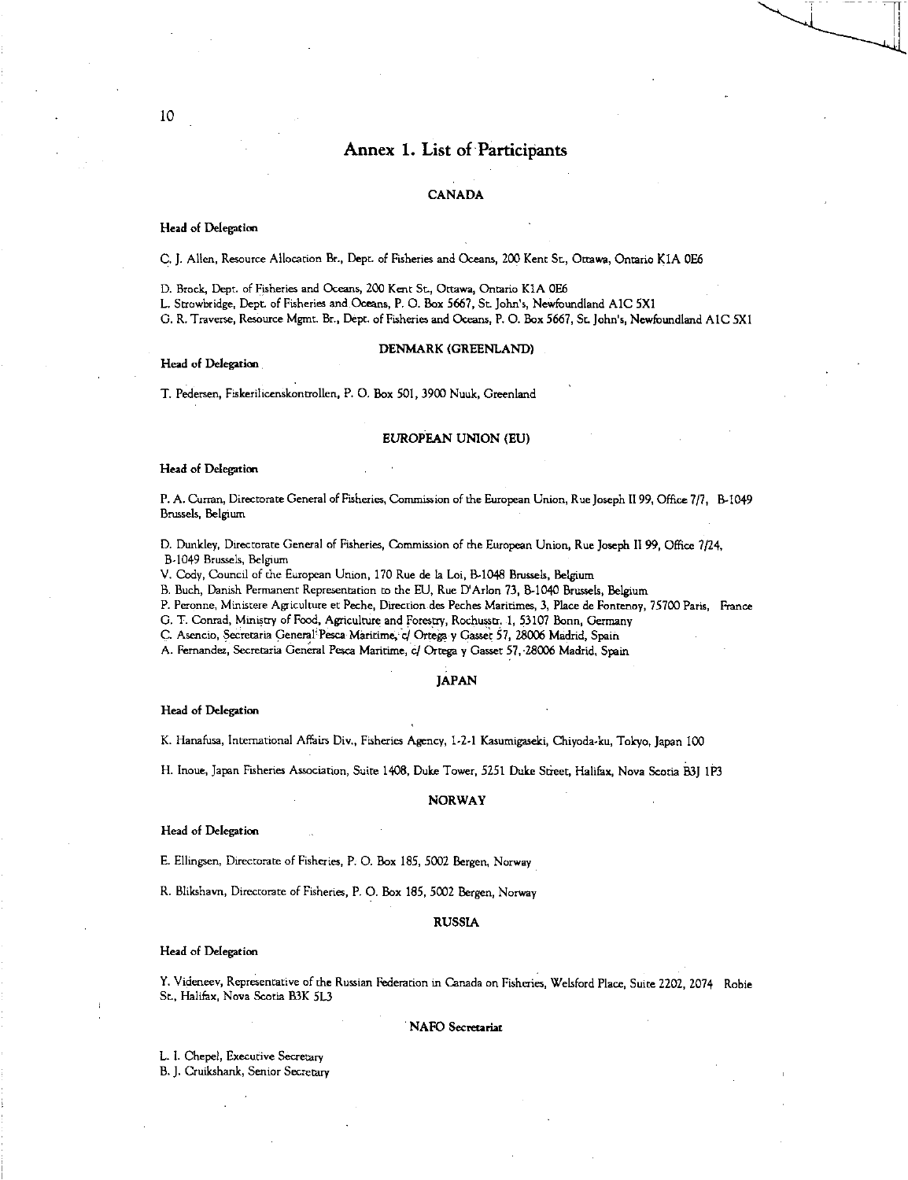# Annex 1. List of Participants

## CANADA

**Head of Delegation**

C. J. Allen, Resource Allocation Br., Dept. of Fisheries and Oceans, 200 Kent St., Ottawa, Ontario K1A 0E6

D. Brock, Dept. of Fisheries and Oceans, 200 Kent St., Ottawa, Ontario K1A 0E6
L. Strowbridge, Dept. of Fisheries and Oceans, P. O. Box 5667, St. John's, Newfoundland A1C 5X1
G. R. Traverse, Resource Mgmt. Br., Dept. of Fisheries and Oceans, P. O. Box 5667, St. John's, Newfoundland A1C 5X1

## DENMARK (GREENLAND)

**Head of Delegation**

T. Pedersen, Fiskerilicenskontrollen, P. O. Box 501, 3900 Nuuk, Greenland

## EUROPEAN UNION (EU)

**Head of Delegation**

P. A. Curran, Directorate General of Fisheries, Commission of the European Union, Rue Joseph II 99, Office 7/7, B-1049 Brussels, Belgium

D. Dunkley, Directorate General of Fisheries, Commission of the European Union, Rue Joseph II 99, Office 7/24, B-1049 Brussels, Belgium
V. Cody, Council of the European Union, 170 Rue de la Loi, B-1048 Brussels, Belgium
B. Buch, Danish Permanent Representation to the EU, Rue D'Arlon 73, B-1040 Brussels, Belgium
P. Peronne, Ministere Agriculture et Peche, Direction des Peches Maritimes, 3, Place de Fontenoy, 75700 Paris, France
G. T. Conrad, Ministry of Food, Agriculture and Forestry, Rochusstr. 1, 53107 Bonn, Germany
C. Asencio, Secretaria General Pesca Maritime, c/ Ortega y Gasset 57, 28006 Madrid, Spain
A. Fernandez, Secretaria General Pesca Maritime, c/ Ortega y Gasset 57, 28006 Madrid, Spain

## JAPAN

**Head of Delegation**

K. Hanafusa, International Affairs Div., Fisheries Agency, 1-2-1 Kasumigaseki, Chiyoda-ku, Tokyo, Japan 100

H. Inoue, Japan Fisheries Association, Suite 1408, Duke Tower, 5251 Duke Street, Halifax, Nova Scotia B3J 1P3

## NORWAY

**Head of Delegation**

E. Ellingsen, Directorate of Fisheries, P. O. Box 185, 5002 Bergen, Norway

R. Blikshavn, Directorate of Fisheries, P. O. Box 185, 5002 Bergen, Norway

## RUSSIA

**Head of Delegation**

Y. Videneev, Representative of the Russian Federation in Canada on Fisheries, Welsford Place, Suite 2202, 2074 Robie St., Halifax, Nova Scotia B3K 5L3

## NAFO Secretariat

L. I. Chepel, Executive Secretary
B. J. Cruikshank, Senior Secretary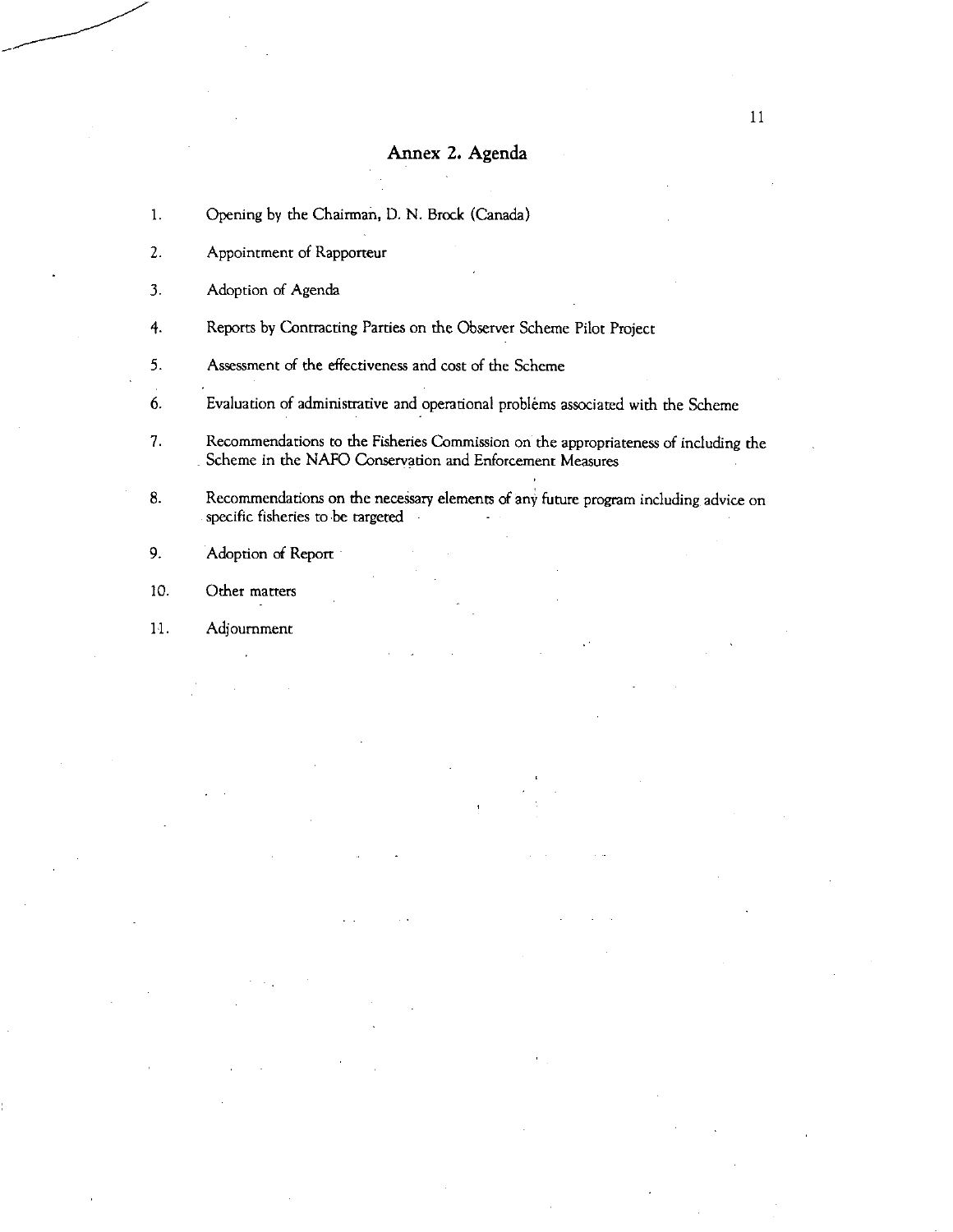## Annex 2. Agenda

1. Opening by the Chairman, D. N. Brock (Canada)
2. Appointment of Rapporteur
3. Adoption of Agenda
4. Reports by Contracting Parties on the Observer Scheme Pilot Project
5. Assessment of the effectiveness and cost of the Scheme
6. Evaluation of administrative and operational problems associated with the Scheme
7. Recommendations to the Fisheries Commission on the appropriateness of including the Scheme in the NAFO Conservation and Enforcement Measures
8. Recommendations on the necessary elements of any future program including advice on specific fisheries to be targeted
9. Adoption of Report
10. Other matters
11. Adjournment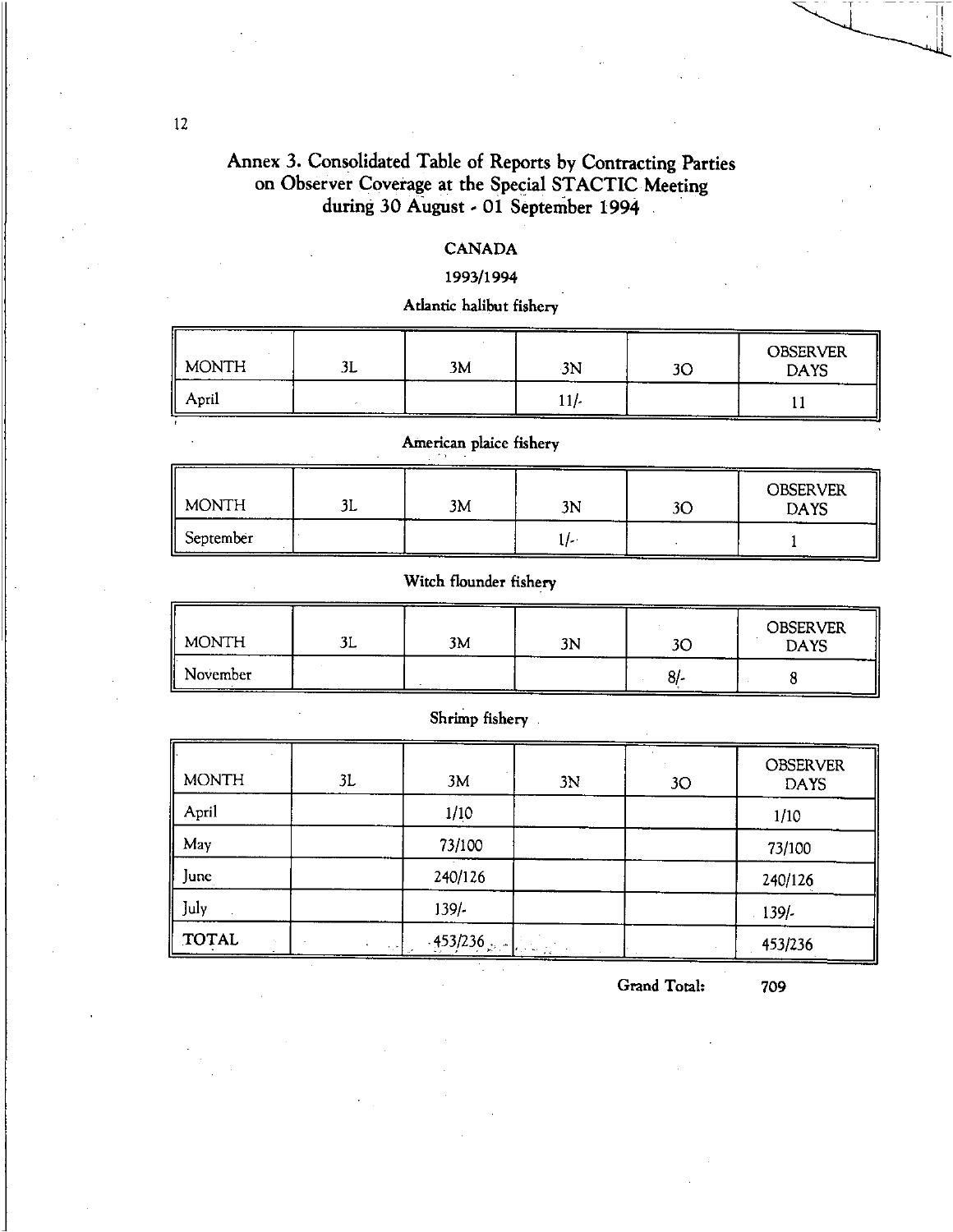## Annex 3. Consolidated Table of Reports by Contracting Parties on Observer Coverage at the Special STACTIC Meeting during 30 August - 01 September 1994

### CANADA

#### 1993/1994

**Atlantic halibut fishery**

| MONTH | 3L | 3M | 3N | 3O | OBSERVER DAYS |
|---|---|---|---|---|---|
| April | | | 11/- | | 11 |

**American plaice fishery**

| MONTH | 3L | 3M | 3N | 3O | OBSERVER DAYS |
|---|---|---|---|---|---|
| September | | | 1/- | | 1 |

**Witch flounder fishery**

| MONTH | 3L | 3M | 3N | 3O | OBSERVER DAYS |
|---|---|---|---|---|---|
| November | | | | 8/- | 8 |

**Shrimp fishery**

| MONTH | 3L | 3M | 3N | 3O | OBSERVER DAYS |
|---|---|---|---|---|---|
| April | | 1/10 | | | 1/10 |
| May | | 73/100 | | | 73/100 |
| June | | 240/126 | | | 240/126 |
| July | | 139/- | | | 139/- |
| **TOTAL** | | 453/236 | | | 453/236 |

Grand Total: 709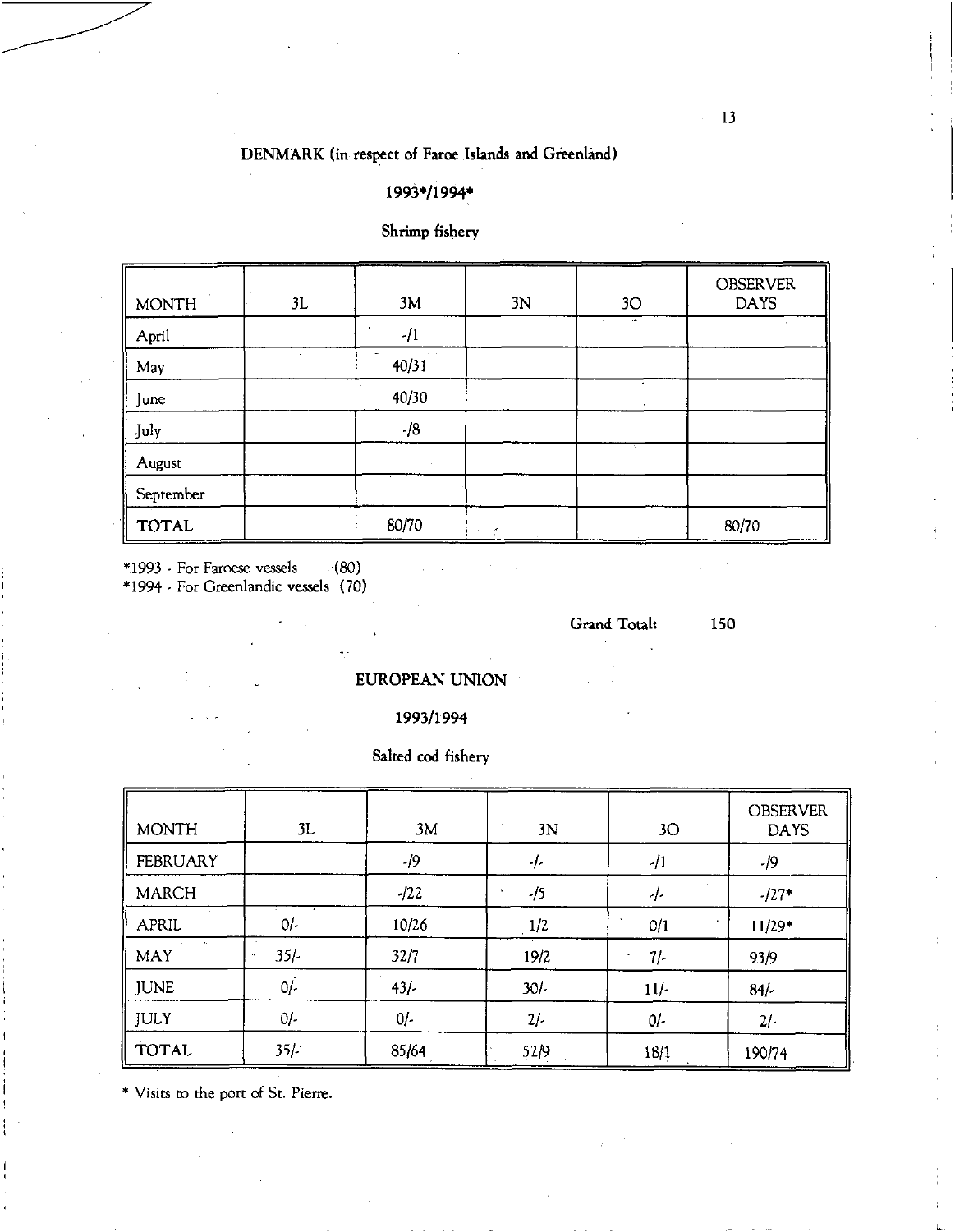## DENMARK (in respect of Faroe Islands and Greenland)

### 1993*/1994*

### Shrimp fishery

| MONTH | 3L | 3M | 3N | 3O | OBSERVER DAYS |
|---|---|---|---|---|---|
| April | | -/1 | | | |
| May | | 40/31 | | | |
| June | | 40/30 | | | |
| July | | -/8 | | | |
| August | | | | | |
| September | | | | | |
| **TOTAL** | | 80/70 | | | 80/70 |

*1993 - For Faroese vessels (80)
*1994 - For Greenlandic vessels (70)

Grand Total: 150

## EUROPEAN UNION

### 1993/1994

### Salted cod fishery

| MONTH | 3L | 3M | 3N | 3O | OBSERVER DAYS |
|---|---|---|---|---|---|
| FEBRUARY | | -/9 | -/- | -/1 | -/9 |
| MARCH | | -/22 | -/5 | -/- | -/27* |
| APRIL | 0/- | 10/26 | 1/2 | 0/1 | 11/29* |
| MAY | 35/- | 32/7 | 19/2 | 7/- | 93/9 |
| JUNE | 0/- | 43/- | 30/- | 11/- | 84/- |
| JULY | 0/- | 0/- | 2/- | 0/- | 2/- |
| TOTAL | 35/- | 85/64 | 52/9 | 18/1 | 190/74 |

* Visits to the port of St. Pierre.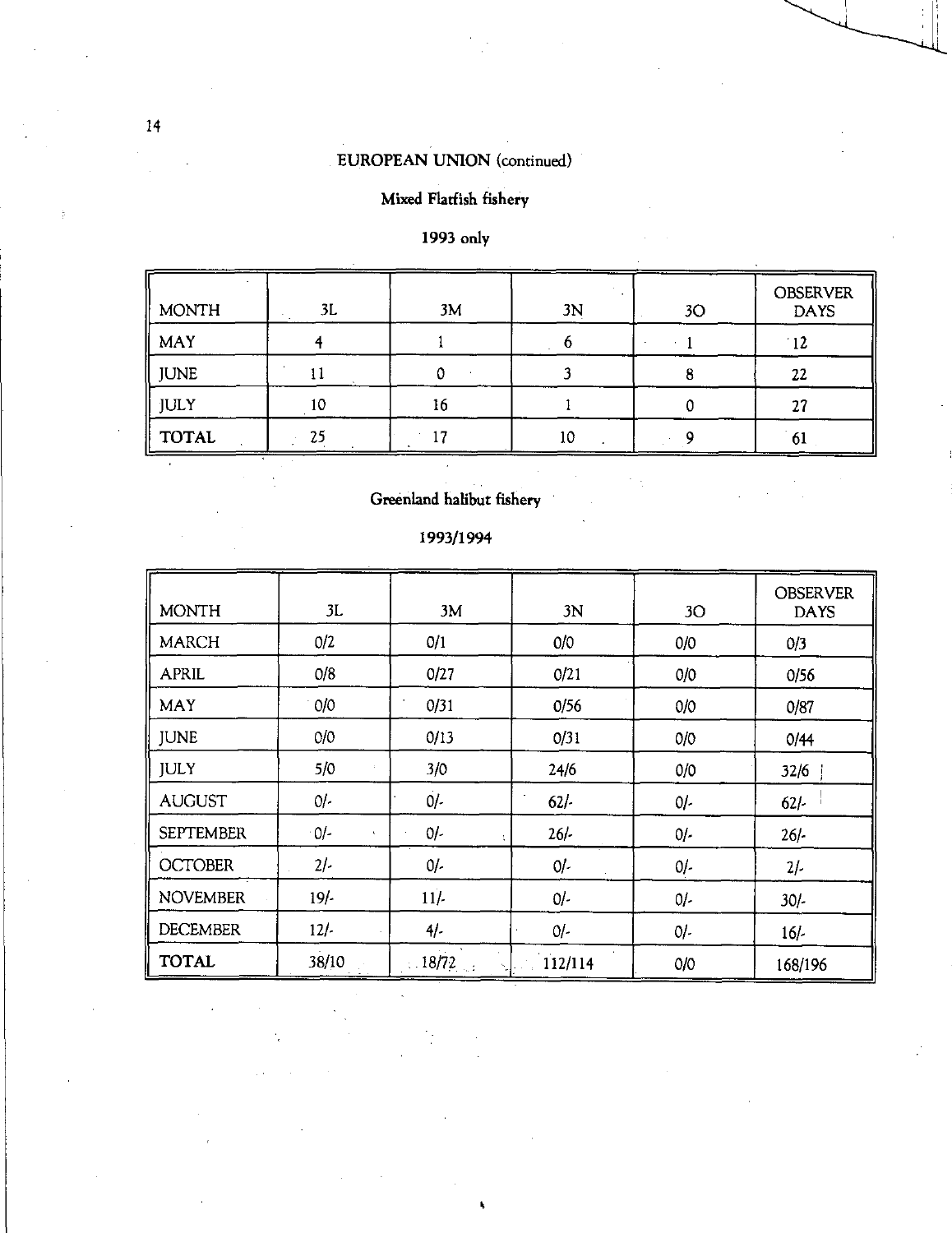## EUROPEAN UNION (continued)

### Mixed Flatfish fishery

### 1993 only

| MONTH | 3L | 3M | 3N | 3O | OBSERVER DAYS |
|---|---|---|---|---|---|
| MAY | 4 | 1 | 6 | 1 | 12 |
| JUNE | 11 | 0 | 3 | 8 | 22 |
| JULY | 10 | 16 | 1 | 0 | 27 |
| **TOTAL** | 25 | 17 | 10 | 9 | 61 |

### Greenland halibut fishery

### 1993/1994

| MONTH | 3L | 3M | 3N | 3O | OBSERVER DAYS |
|---|---|---|---|---|---|
| MARCH | 0/2 | 0/1 | 0/0 | 0/0 | 0/3 |
| APRIL | 0/8 | 0/27 | 0/21 | 0/0 | 0/56 |
| MAY | 0/0 | 0/31 | 0/56 | 0/0 | 0/87 |
| JUNE | 0/0 | 0/13 | 0/31 | 0/0 | 0/44 |
| JULY | 5/0 | 3/0 | 24/6 | 0/0 | 32/6 |
| AUGUST | 0/- | 0/- | 62/- | 0/- | 62/- |
| SEPTEMBER | 0/- | 0/- | 26/- | 0/- | 26/- |
| OCTOBER | 2/- | 0/- | 0/- | 0/- | 2/- |
| NOVEMBER | 19/- | 11/- | 0/- | 0/- | 30/- |
| DECEMBER | 12/- | 4/- | 0/- | 0/- | 16/- |
| **TOTAL** | 38/10 | 18/72 | 112/114 | 0/0 | 168/196 |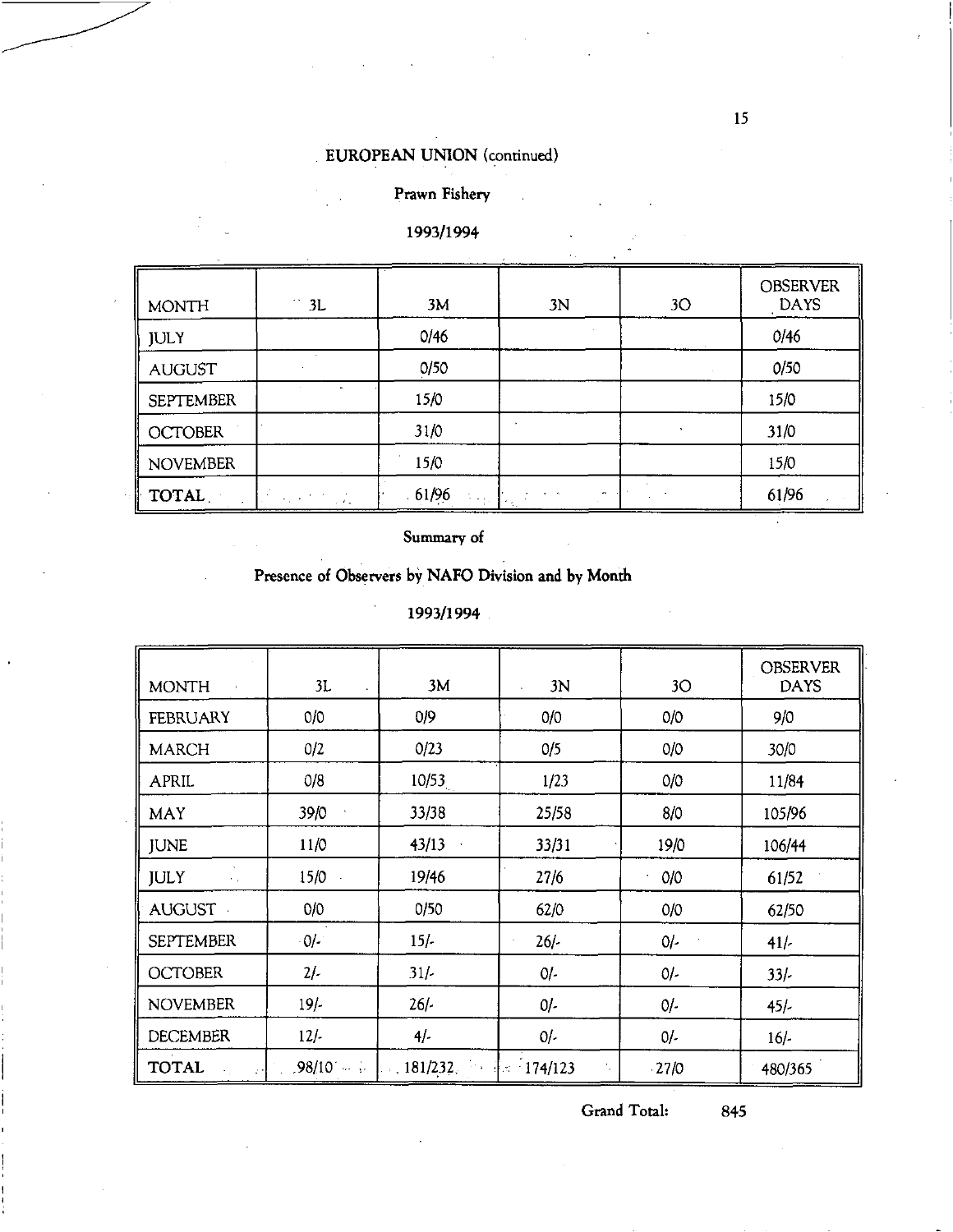**EUROPEAN UNION** (continued)

**Prawn Fishery**

**1993/1994**

| MONTH | 3L | 3M | 3N | 3O | OBSERVER DAYS |
|---|---|---|---|---|---|
| JULY | | 0/46 | | | 0/46 |
| AUGUST | | 0/50 | | | 0/50 |
| SEPTEMBER | | 15/0 | | | 15/0 |
| OCTOBER | | 31/0 | | | 31/0 |
| NOVEMBER | | 15/0 | | | 15/0 |
| **TOTAL** | | 61/96 | | | 61/96 |

**Summary of**

**Presence of Observers by NAFO Division and by Month**

**1993/1994**

| MONTH | 3L | 3M | 3N | 3O | OBSERVER DAYS |
|---|---|---|---|---|---|
| FEBRUARY | 0/0 | 0/9 | 0/0 | 0/0 | 9/0 |
| MARCH | 0/2 | 0/23 | 0/5 | 0/0 | 30/0 |
| APRIL | 0/8 | 10/53 | 1/23 | 0/0 | 11/84 |
| MAY | 39/0 | 33/38 | 25/58 | 8/0 | 105/96 |
| JUNE | 11/0 | 43/13 | 33/31 | 19/0 | 106/44 |
| JULY | 15/0 | 19/46 | 27/6 | 0/0 | 61/52 |
| AUGUST | 0/0 | 0/50 | 62/0 | 0/0 | 62/50 |
| SEPTEMBER | 0/- | 15/- | 26/- | 0/- | 41/- |
| OCTOBER | 2/- | 31/- | 0/- | 0/- | 33/- |
| NOVEMBER | 19/- | 26/- | 0/- | 0/- | 45/- |
| DECEMBER | 12/- | 4/- | 0/- | 0/- | 16/- |
| **TOTAL** | 98/10 | 181/232 | 174/123 | 27/0 | 480/365 |

Grand Total: 845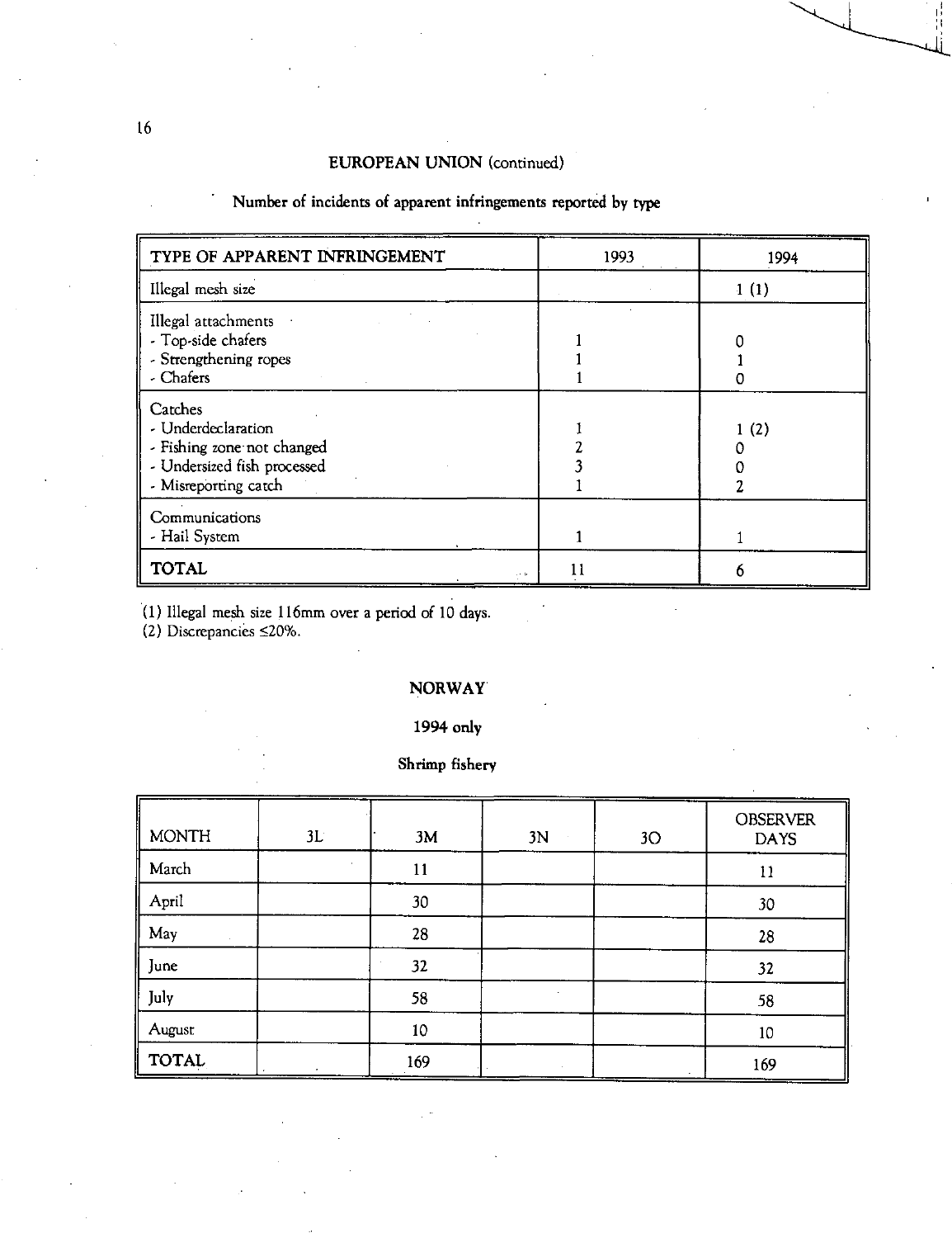## EUROPEAN UNION (continued)

### Number of incidents of apparent infringements reported by type

| TYPE OF APPARENT INFRINGEMENT | 1993 | 1994 |
|---|---|---|
| Illegal mesh size | | 1 (1) |
| Illegal attachments<br>- Top-side chafers<br>- Strengthening ropes<br>- Chafers | <br>1<br>1<br>1 | <br>0<br>1<br>0 |
| Catches<br>- Underdeclaration<br>- Fishing zone not changed<br>- Undersized fish processed<br>- Misreporting catch | <br>1<br>2<br>3<br>1 | <br>1 (2)<br>0<br>0<br>2 |
| Communications<br>- Hail System | <br>1 | <br>1 |
| **TOTAL** | 11 | 6 |

(1) Illegal mesh size 116mm over a period of 10 days.
(2) Discrepancies ≤20%.

## NORWAY

### 1994 only

### Shrimp fishery

| MONTH | 3L | 3M | 3N | 3O | OBSERVER DAYS |
|---|---|---|---|---|---|
| March | | 11 | | | 11 |
| April | | 30 | | | 30 |
| May | | 28 | | | 28 |
| June | | 32 | | | 32 |
| July | | 58 | | | 58 |
| August | | 10 | | | 10 |
| **TOTAL** | | 169 | | | 169 |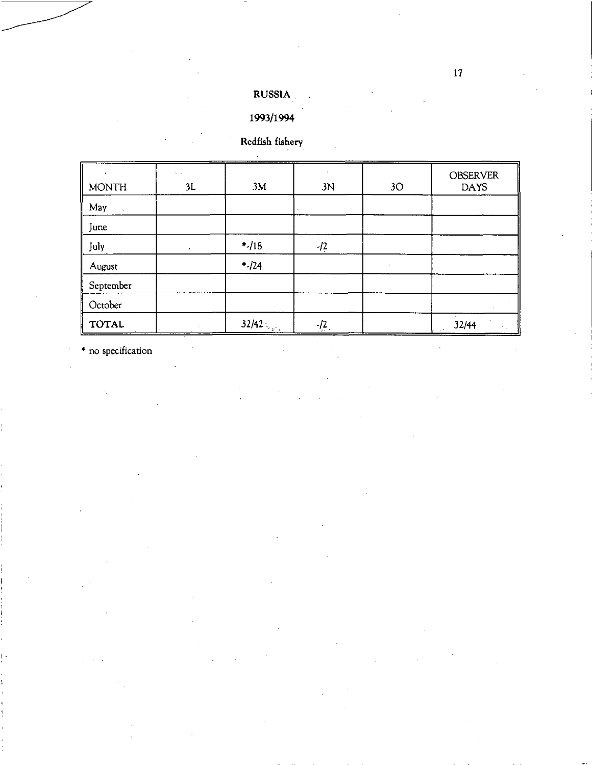**RUSSIA**

**1993/1994**

**Redfish fishery**

| MONTH | 3L | 3M | 3N | 3O | OBSERVER DAYS |
|---|---|---|---|---|---|
| May | | | | | |
| June | | | | | |
| July | | *-/18 | -/2 | | |
| August | | *-/24 | | | |
| September | | | | | |
| October | | | | | |
| **TOTAL** | | 32/42 | -/2 | | 32/44 |

* no specification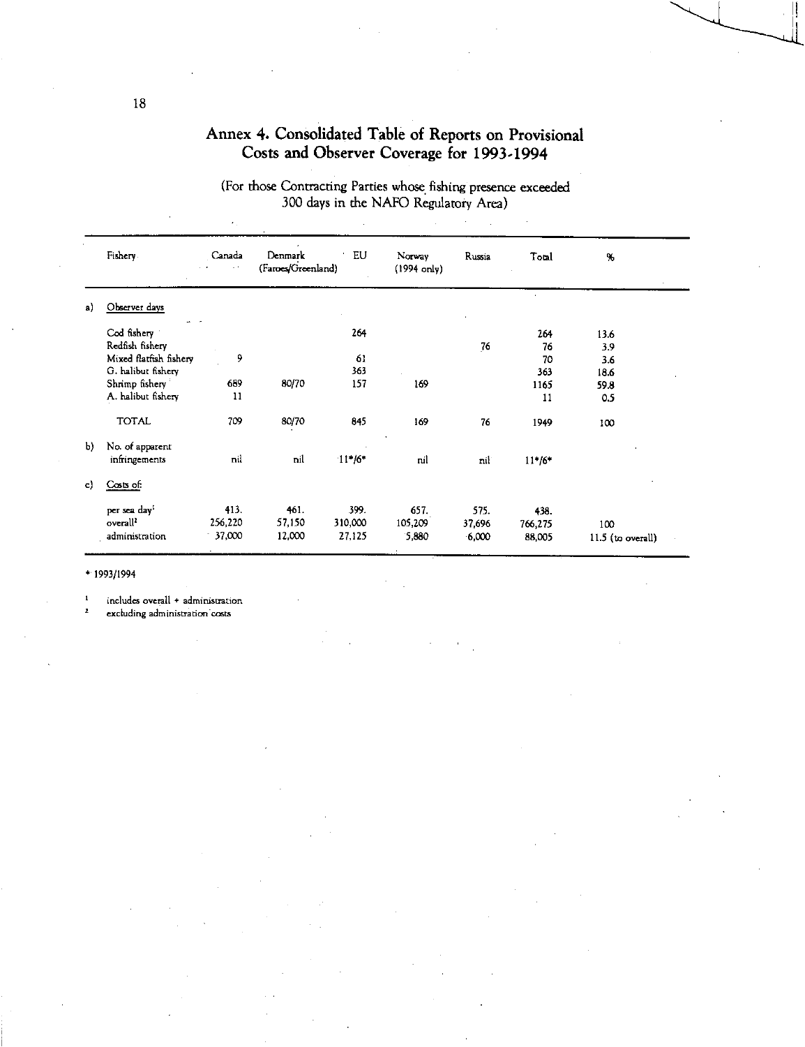# Annex 4. Consolidated Table of Reports on Provisional Costs and Observer Coverage for 1993-1994

(For those Contracting Parties whose fishing presence exceeded 300 days in the NAFO Regulatory Area)

| | Fishery | Canada | Denmark (Faroes/Greenland) | EU | Norway (1994 only) | Russia | Total | % |
|---|---|---|---|---|---|---|---|---|
| a) | Observer days | | | | | | | |
| | Cod fishery | | | 264 | | | 264 | 13.6 |
| | Redfish fishery | | | | | 76 | 76 | 3.9 |
| | Mixed flatfish fishery | 9 | | 61 | | | 70 | 3.6 |
| | G. halibut fishery | | | 363 | | | 363 | 18.6 |
| | Shrimp fishery | 689 | 80/70 | 157 | 169 | | 1165 | 59.8 |
| | A. halibut fishery | 11 | | | | | 11 | 0.5 |
| | TOTAL | 709 | 80/70 | 845 | 169 | 76 | 1949 | 100 |
| b) | No. of apparent infringements | nil | nil | 11*/6* | nil | nil | 11*/6* | |
| c) | Costs of: | | | | | | | |
| | per sea day[1] | 413. | 461. | 399. | 657. | 575. | 438. | |
| | overall[2] | 256,220 | 57,150 | 310,000 | 105,209 | 37,696 | 766,275 | 100 |
| | administration | 37,000 | 12,000 | 27,125 | 5,880 | 6,000 | 88,005 | 11.5 (to overall) |

\* 1993/1994

[1] includes overall + administration

[2] excluding administration costs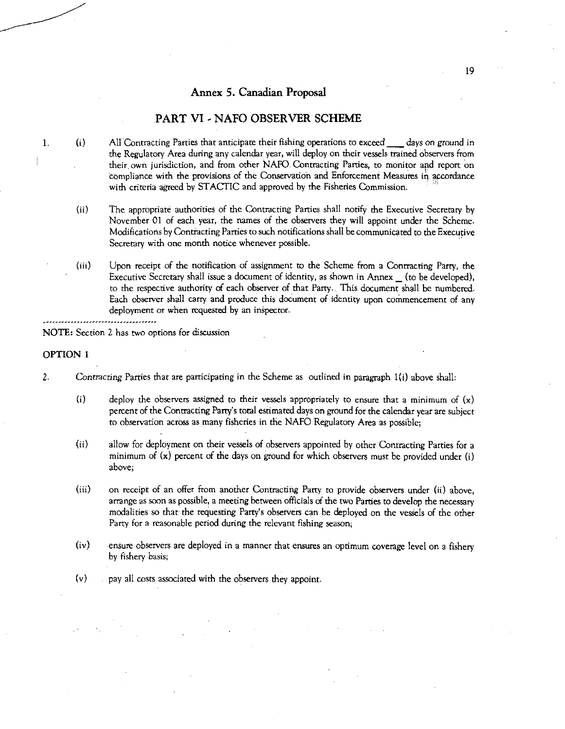## Annex 5. Canadian Proposal

## PART VI - NAFO OBSERVER SCHEME

1. (i) All Contracting Parties that anticipate their fishing operations to exceed ___ days on ground in the Regulatory Area during any calendar year, will deploy on their vessels trained observers from their own jurisdiction, and from other NAFO Contracting Parties, to monitor and report on compliance with the provisions of the Conservation and Enforcement Measures in accordance with criteria agreed by STACTIC and approved by the Fisheries Commission.

   (ii) The appropriate authorities of the Contracting Parties shall notify the Executive Secretary by November 01 of each year, the names of the observers they will appoint under the Scheme. Modifications by Contracting Parties to such notifications shall be communicated to the Executive Secretary with one month notice whenever possible.

   (iii) Upon receipt of the notification of assignment to the Scheme from a Contracting Party, the Executive Secretary shall issue a document of identity, as shown in Annex _ (to be developed), to the respective authority of each observer of that Party. This document shall be numbered. Each observer shall carry and produce this document of identity upon commencement of any deployment or when requested by an inspector.

---

**NOTE:** Section 2 has two options for discussion

**OPTION 1**

2. Contracting Parties that are participating in the Scheme as outlined in paragraph 1(i) above shall:

   (i) deploy the observers assigned to their vessels appropriately to ensure that a minimum of (x) percent of the Contracting Party's total estimated days on ground for the calendar year are subject to observation across as many fisheries in the NAFO Regulatory Area as possible;

   (ii) allow for deployment on their vessels of observers appointed by other Contracting Parties for a minimum of (x) percent of the days on ground for which observers must be provided under (i) above;

   (iii) on receipt of an offer from another Contracting Party to provide observers under (ii) above, arrange as soon as possible, a meeting between officials of the two Parties to develop the necessary modalities so that the requesting Party's observers can be deployed on the vessels of the other Party for a reasonable period during the relevant fishing season;

   (iv) ensure observers are deployed in a manner that ensures an optimum coverage level on a fishery by fishery basis;

   (v) pay all costs associated with the observers they appoint.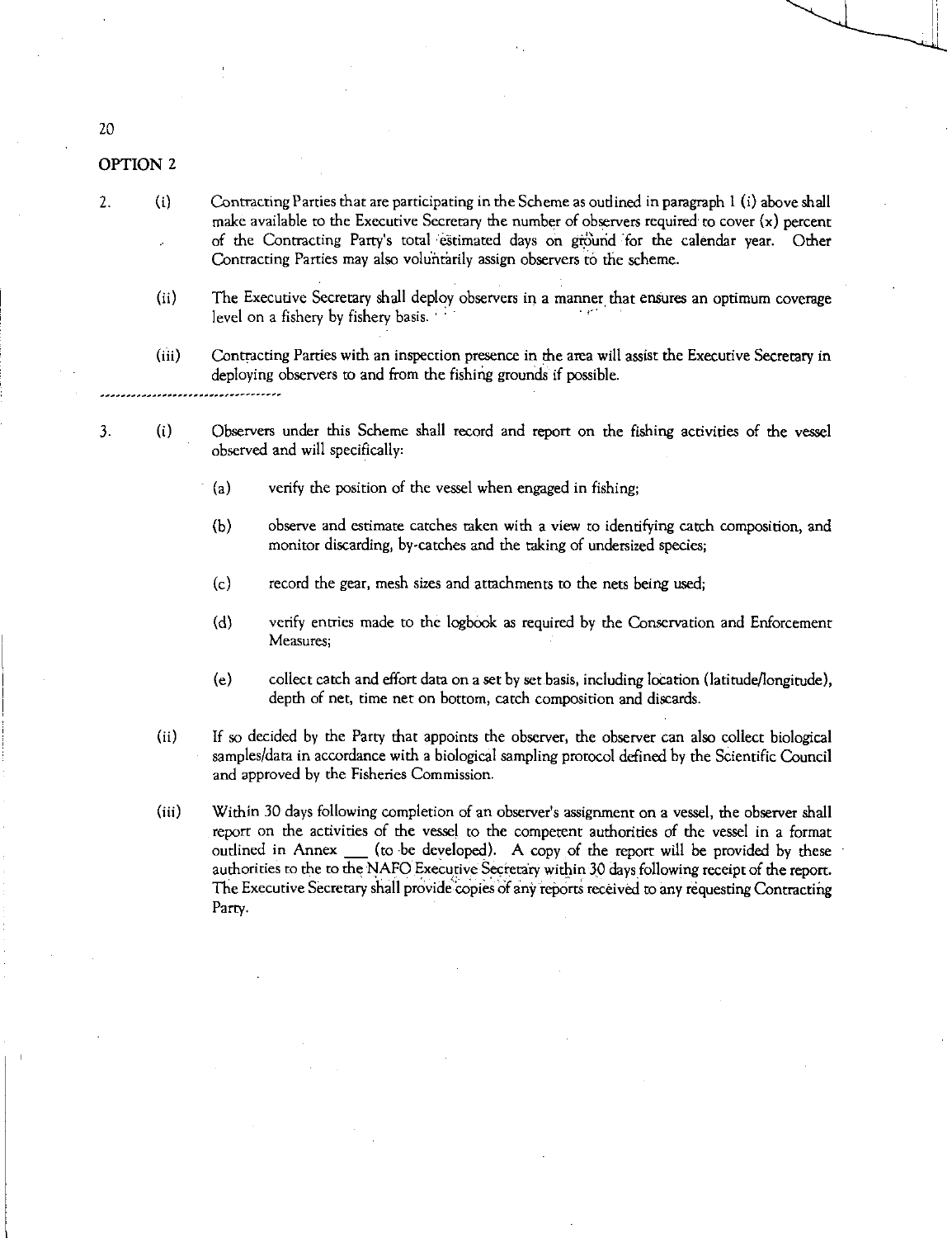## OPTION 2

2. (i) Contracting Parties that are participating in the Scheme as outlined in paragraph 1 (i) above shall make available to the Executive Secretary the number of observers required to cover (x) percent of the Contracting Party's total estimated days on ground for the calendar year. Other Contracting Parties may also voluntarily assign observers to the scheme.

   (ii) The Executive Secretary shall deploy observers in a manner that ensures an optimum coverage level on a fishery by fishery basis.

   (iii) Contracting Parties with an inspection presence in the area will assist the Executive Secretary in deploying observers to and from the fishing grounds if possible.

---

3. (i) Observers under this Scheme shall record and report on the fishing activities of the vessel observed and will specifically:

   (a) verify the position of the vessel when engaged in fishing;

   (b) observe and estimate catches taken with a view to identifying catch composition, and monitor discarding, by-catches and the taking of undersized species;

   (c) record the gear, mesh sizes and attachments to the nets being used;

   (d) verify entries made to the logbook as required by the Conservation and Enforcement Measures;

   (e) collect catch and effort data on a set by set basis, including location (latitude/longitude), depth of net, time net on bottom, catch composition and discards.

   (ii) If so decided by the Party that appoints the observer, the observer can also collect biological samples/data in accordance with a biological sampling protocol defined by the Scientific Council and approved by the Fisheries Commission.

   (iii) Within 30 days following completion of an observer's assignment on a vessel, the observer shall report on the activities of the vessel to the competent authorities of the vessel in a format outlined in Annex ___ (to be developed). A copy of the report will be provided by these authorities to the to the NAFO Executive Secretary within 30 days following receipt of the report. The Executive Secretary shall provide copies of any reports received to any requesting Contracting Party.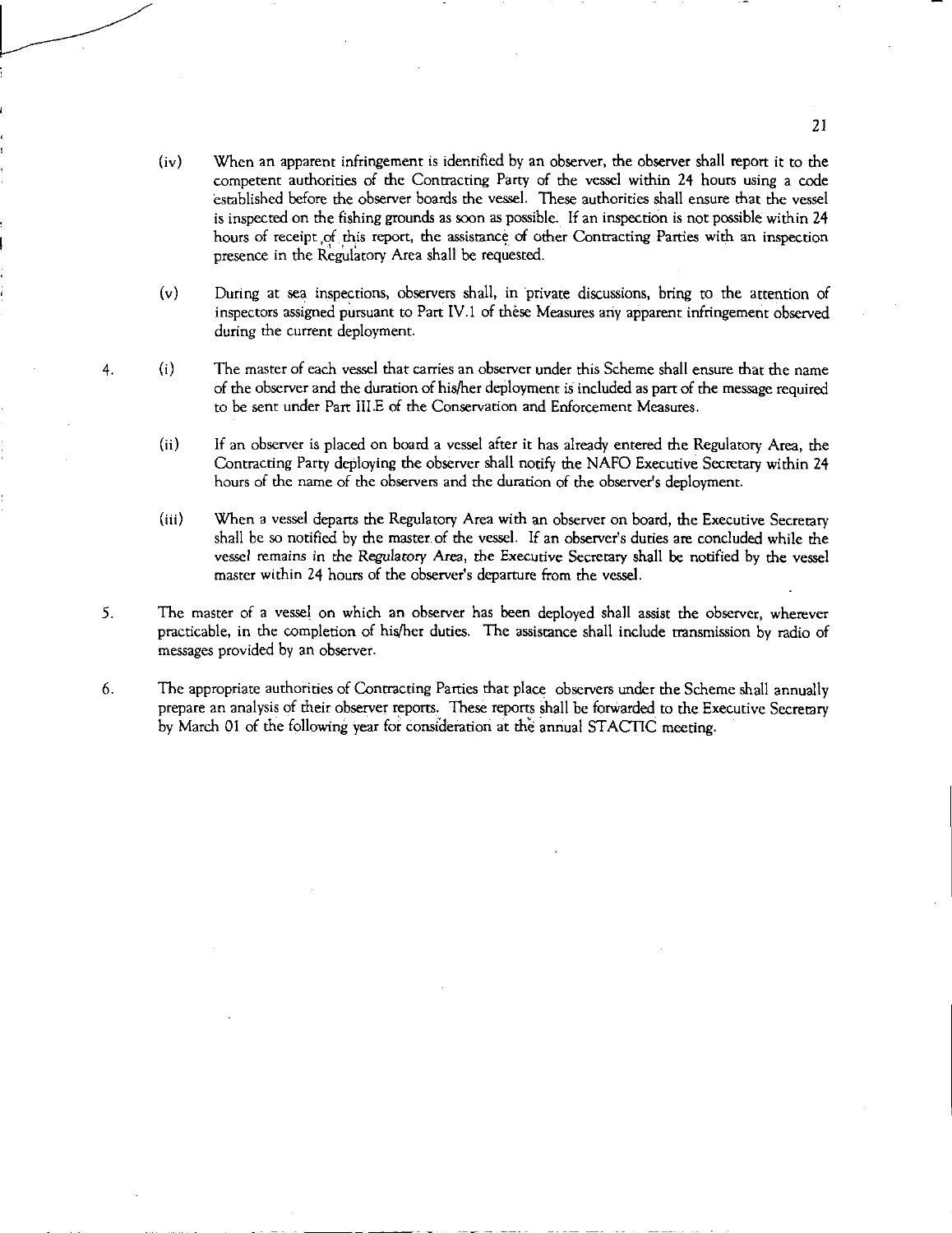(iv) When an apparent infringement is identified by an observer, the observer shall report it to the competent authorities of the Contracting Party of the vessel within 24 hours using a code established before the observer boards the vessel. These authorities shall ensure that the vessel is inspected on the fishing grounds as soon as possible. If an inspection is not possible within 24 hours of receipt of this report, the assistance of other Contracting Parties with an inspection presence in the Regulatory Area shall be requested.

(v) During at sea inspections, observers shall, in private discussions, bring to the attention of inspectors assigned pursuant to Part IV.1 of these Measures any apparent infringement observed during the current deployment.

4. (i) The master of each vessel that carries an observer under this Scheme shall ensure that the name of the observer and the duration of his/her deployment is included as part of the message required to be sent under Part III.E of the Conservation and Enforcement Measures.

(ii) If an observer is placed on board a vessel after it has already entered the Regulatory Area, the Contracting Party deploying the observer shall notify the NAFO Executive Secretary within 24 hours of the name of the observers and the duration of the observer's deployment.

(iii) When a vessel departs the Regulatory Area with an observer on board, the Executive Secretary shall be so notified by the master of the vessel. If an observer's duties are concluded while the vessel remains in the Regulatory Area, the Executive Secretary shall be notified by the vessel master within 24 hours of the observer's departure from the vessel.

5. The master of a vessel on which an observer has been deployed shall assist the observer, wherever practicable, in the completion of his/her duties. The assistance shall include transmission by radio of messages provided by an observer.

6. The appropriate authorities of Contracting Parties that place observers under the Scheme shall annually prepare an analysis of their observer reports. These reports shall be forwarded to the Executive Secretary by March 01 of the following year for consideration at the annual STACTIC meeting.